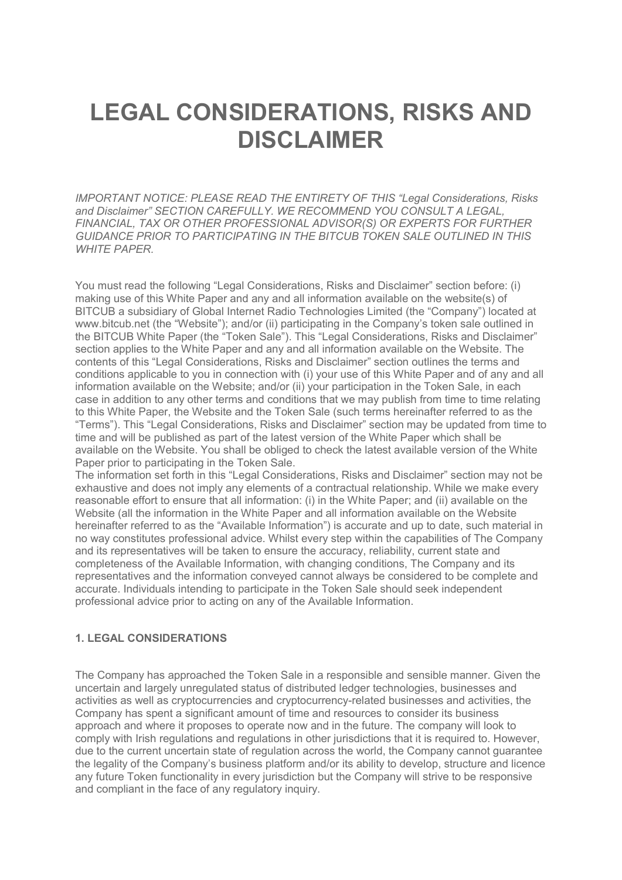# LEGAL CONSIDERATIONS, RISKS AND DISCLAIMER

*IMPORTANT NOTICE: PLEASE READ THE ENTIRETY OF THIS "Legal Considerations, Risks and Disclaimer" SECTION CAREFULLY. WE RECOMMEND YOU CONSULT A LEGAL, FINANCIAL, TAX OR OTHER PROFESSIONAL ADVISOR(S) OR EXPERTS FOR FURTHER GUIDANCE PRIOR TO PARTICIPATING IN THE BITCUB TOKEN SALE OUTLINED IN THIS WHITE PAPER.*

You must read the following "Legal Considerations, Risks and Disclaimer" section before: (i) making use of this White Paper and any and all information available on the website(s) of BITCUB a subsidiary of Global Internet Radio Technologies Limited (the "Company") located at www.bitcub.net (the "Website"); and/or (ii) participating in the Company's token sale outlined in the BITCUB White Paper (the "Token Sale"). This "Legal Considerations, Risks and Disclaimer" section applies to the White Paper and any and all information available on the Website. The contents of this "Legal Considerations, Risks and Disclaimer" section outlines the terms and conditions applicable to you in connection with (i) your use of this White Paper and of any and all information available on the Website; and/or (ii) your participation in the Token Sale, in each case in addition to any other terms and conditions that we may publish from time to time relating to this White Paper, the Website and the Token Sale (such terms hereinafter referred to as the "Terms"). This "Legal Considerations, Risks and Disclaimer" section may be updated from time to time and will be published as part of the latest version of the White Paper which shall be available on the Website. You shall be obliged to check the latest available version of the White Paper prior to participating in the Token Sale.

The information set forth in this "Legal Considerations, Risks and Disclaimer" section may not be exhaustive and does not imply any elements of a contractual relationship. While we make every reasonable effort to ensure that all information: (i) in the White Paper; and (ii) available on the Website (all the information in the White Paper and all information available on the Website hereinafter referred to as the "Available Information") is accurate and up to date, such material in no way constitutes professional advice. Whilst every step within the capabilities of The Company and its representatives will be taken to ensure the accuracy, reliability, current state and completeness of the Available Information, with changing conditions, The Company and its representatives and the information conveyed cannot always be considered to be complete and accurate. Individuals intending to participate in the Token Sale should seek independent professional advice prior to acting on any of the Available Information.

### 1. LEGAL CONSIDERATIONS

The Company has approached the Token Sale in a responsible and sensible manner. Given the uncertain and largely unregulated status of distributed ledger technologies, businesses and activities as well as cryptocurrencies and cryptocurrency-related businesses and activities, the Company has spent a significant amount of time and resources to consider its business approach and where it proposes to operate now and in the future. The company will look to comply with Irish regulations and regulations in other jurisdictions that it is required to. However, due to the current uncertain state of regulation across the world, the Company cannot guarantee the legality of the Company's business platform and/or its ability to develop, structure and licence any future Token functionality in every jurisdiction but the Company will strive to be responsive and compliant in the face of any regulatory inquiry.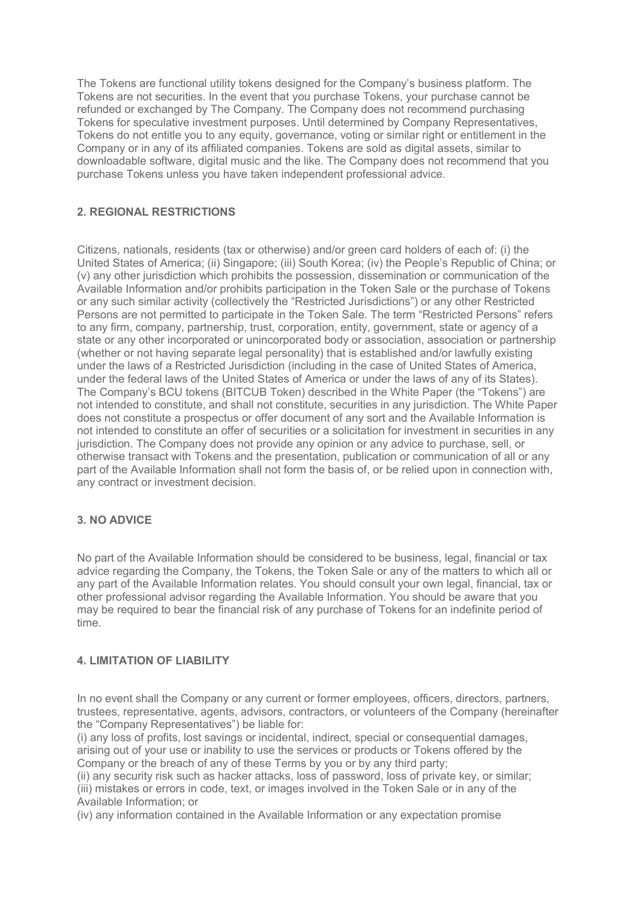The Tokens are functional utility tokens designed for the Company's business platform. The Tokens are not securities. In the event that you purchase Tokens, your purchase cannot be refunded or exchanged by The Company. The Company does not recommend purchasing Tokens for speculative investment purposes. Until determined by Company Representatives, Tokens do not entitle you to any equity, governance, voting or similar right or entitlement in the Company or in any of its affiliated companies. Tokens are sold as digital assets, similar to downloadable software, digital music and the like. The Company does not recommend that you purchase Tokens unless you have taken independent professional advice.

## 2. REGIONAL RESTRICTIONS

Citizens, nationals, residents (tax or otherwise) and/or green card holders of each of: (i) the United States of America; (ii) Singapore; (iii) South Korea; (iv) the People's Republic of China; or (v) any other jurisdiction which prohibits the possession, dissemination or communication of the Available Information and/or prohibits participation in the Token Sale or the purchase of Tokens or any such similar activity (collectively the "Restricted Jurisdictions") or any other Restricted Persons are not permitted to participate in the Token Sale. The term "Restricted Persons" refers to any firm, company, partnership, trust, corporation, entity, government, state or agency of a state or any other incorporated or unincorporated body or association, association or partnership (whether or not having separate legal personality) that is established and/or lawfully existing under the laws of a Restricted Jurisdiction (including in the case of United States of America, under the federal laws of the United States of America or under the laws of any of its States). The Company's BCU tokens (BITCUB Token) described in the White Paper (the "Tokens") are not intended to constitute, and shall not constitute, securities in any jurisdiction. The White Paper does not constitute a prospectus or offer document of any sort and the Available Information is not intended to constitute an offer of securities or a solicitation for investment in securities in any jurisdiction. The Company does not provide any opinion or any advice to purchase, sell, or otherwise transact with Tokens and the presentation, publication or communication of all or any part of the Available Information shall not form the basis of, or be relied upon in connection with, any contract or investment decision.

## 3. NO ADVICE

No part of the Available Information should be considered to be business, legal, financial or tax advice regarding the Company, the Tokens, the Token Sale or any of the matters to which all or any part of the Available Information relates. You should consult your own legal, financial, tax or other professional advisor regarding the Available Information. You should be aware that you may be required to bear the financial risk of any purchase of Tokens for an indefinite period of time.

## 4. LIMITATION OF LIABILITY

In no event shall the Company or any current or former employees, officers, directors, partners, trustees, representative, agents, advisors, contractors, or volunteers of the Company (hereinafter the "Company Representatives") be liable for:

(i) any loss of profits, lost savings or incidental, indirect, special or consequential damages, arising out of your use or inability to use the services or products or Tokens offered by the Company or the breach of any of these Terms by you or by any third party;

(ii) any security risk such as hacker attacks, loss of password, loss of private key, or similar;

(iii) mistakes or errors in code, text, or images involved in the Token Sale or in any of the Available Information; or

(iv) any information contained in the Available Information or any expectation promise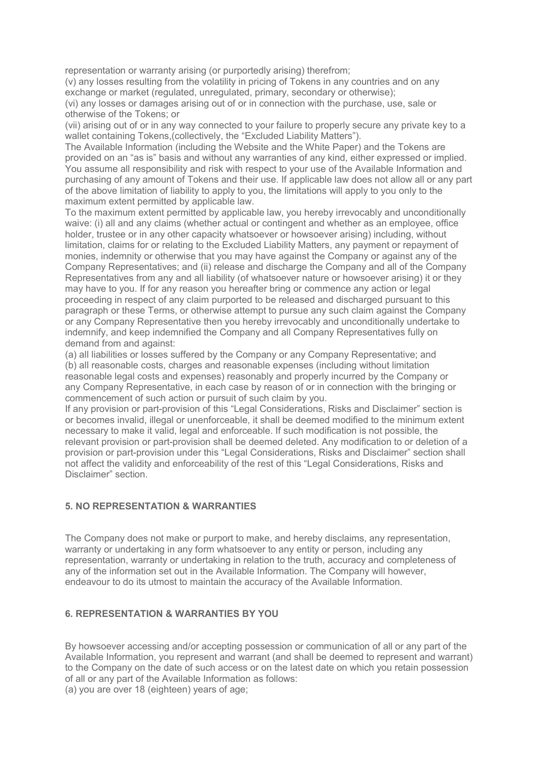representation or warranty arising (or purportedly arising) therefrom;

(v) any losses resulting from the volatility in pricing of Tokens in any countries and on any exchange or market (regulated, unregulated, primary, secondary or otherwise);

(vi) any losses or damages arising out of or in connection with the purchase, use, sale or otherwise of the Tokens; or

(vii) arising out of or in any way connected to your failure to properly secure any private key to a wallet containing Tokens,(collectively, the "Excluded Liability Matters").

The Available Information (including the Website and the White Paper) and the Tokens are provided on an "as is" basis and without any warranties of any kind, either expressed or implied. You assume all responsibility and risk with respect to your use of the Available Information and purchasing of any amount of Tokens and their use. If applicable law does not allow all or any part of the above limitation of liability to apply to you, the limitations will apply to you only to the maximum extent permitted by applicable law.

To the maximum extent permitted by applicable law, you hereby irrevocably and unconditionally waive: (i) all and any claims (whether actual or contingent and whether as an employee, office holder, trustee or in any other capacity whatsoever or howsoever arising) including, without limitation, claims for or relating to the Excluded Liability Matters, any payment or repayment of monies, indemnity or otherwise that you may have against the Company or against any of the Company Representatives; and (ii) release and discharge the Company and all of the Company Representatives from any and all liability (of whatsoever nature or howsoever arising) it or they may have to you. If for any reason you hereafter bring or commence any action or legal proceeding in respect of any claim purported to be released and discharged pursuant to this paragraph or these Terms, or otherwise attempt to pursue any such claim against the Company or any Company Representative then you hereby irrevocably and unconditionally undertake to indemnify, and keep indemnified the Company and all Company Representatives fully on demand from and against:

(a) all liabilities or losses suffered by the Company or any Company Representative; and

(b) all reasonable costs, charges and reasonable expenses (including without limitation reasonable legal costs and expenses) reasonably and properly incurred by the Company or any Company Representative, in each case by reason of or in connection with the bringing or commencement of such action or pursuit of such claim by you.

If any provision or part-provision of this "Legal Considerations, Risks and Disclaimer" section is or becomes invalid, illegal or unenforceable, it shall be deemed modified to the minimum extent necessary to make it valid, legal and enforceable. If such modification is not possible, the relevant provision or part-provision shall be deemed deleted. Any modification to or deletion of a provision or part-provision under this "Legal Considerations, Risks and Disclaimer" section shall not affect the validity and enforceability of the rest of this "Legal Considerations, Risks and Disclaimer" section.

## 5. NO REPRESENTATION & WARRANTIES

The Company does not make or purport to make, and hereby disclaims, any representation, warranty or undertaking in any form whatsoever to any entity or person, including any representation, warranty or undertaking in relation to the truth, accuracy and completeness of any of the information set out in the Available Information. The Company will however, endeavour to do its utmost to maintain the accuracy of the Available Information.

## 6. REPRESENTATION & WARRANTIES BY YOU

By howsoever accessing and/or accepting possession or communication of all or any part of the Available Information, you represent and warrant (and shall be deemed to represent and warrant) to the Company on the date of such access or on the latest date on which you retain possession of all or any part of the Available Information as follows:

(a) you are over 18 (eighteen) years of age;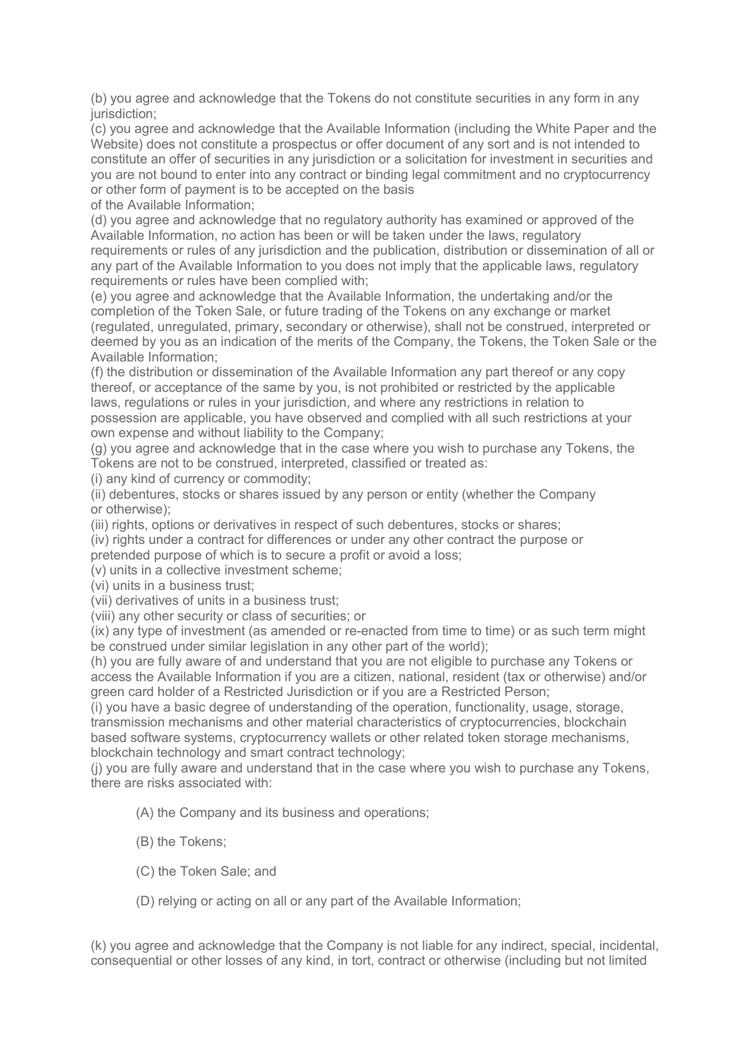(b) you agree and acknowledge that the Tokens do not constitute securities in any form in any jurisdiction;

(c) you agree and acknowledge that the Available Information (including the White Paper and the Website) does not constitute a prospectus or offer document of any sort and is not intended to constitute an offer of securities in any jurisdiction or a solicitation for investment in securities and you are not bound to enter into any contract or binding legal commitment and no cryptocurrency or other form of payment is to be accepted on the basis of the Available Information;

(d) you agree and acknowledge that no regulatory authority has examined or approved of the Available Information, no action has been or will be taken under the laws, regulatory requirements or rules of any jurisdiction and the publication, distribution or dissemination of all or any part of the Available Information to you does not imply that the applicable laws, regulatory requirements or rules have been complied with;

(e) you agree and acknowledge that the Available Information, the undertaking and/or the completion of the Token Sale, or future trading of the Tokens on any exchange or market (regulated, unregulated, primary, secondary or otherwise), shall not be construed, interpreted or deemed by you as an indication of the merits of the Company, the Tokens, the Token Sale or the Available Information;

(f) the distribution or dissemination of the Available Information any part thereof or any copy thereof, or acceptance of the same by you, is not prohibited or restricted by the applicable laws, regulations or rules in your jurisdiction, and where any restrictions in relation to possession are applicable, you have observed and complied with all such restrictions at your own expense and without liability to the Company;

(g) you agree and acknowledge that in the case where you wish to purchase any Tokens, the Tokens are not to be construed, interpreted, classified or treated as:

(i) any kind of currency or commodity;

(ii) debentures, stocks or shares issued by any person or entity (whether the Company or otherwise);

(iii) rights, options or derivatives in respect of such debentures, stocks or shares;

(iv) rights under a contract for differences or under any other contract the purpose or pretended purpose of which is to secure a profit or avoid a loss;

(v) units in a collective investment scheme;

(vi) units in a business trust;

(vii) derivatives of units in a business trust;

(viii) any other security or class of securities; or

(ix) any type of investment (as amended or re-enacted from time to time) or as such term might be construed under similar legislation in any other part of the world);

(h) you are fully aware of and understand that you are not eligible to purchase any Tokens or access the Available Information if you are a citizen, national, resident (tax or otherwise) and/or green card holder of a Restricted Jurisdiction or if you are a Restricted Person;

(i) you have a basic degree of understanding of the operation, functionality, usage, storage, transmission mechanisms and other material characteristics of cryptocurrencies, blockchain based software systems, cryptocurrency wallets or other related token storage mechanisms, blockchain technology and smart contract technology;

(j) you are fully aware and understand that in the case where you wish to purchase any Tokens, there are risks associated with:

(A) the Company and its business and operations;

(B) the Tokens;

(C) the Token Sale; and

(D) relying or acting on all or any part of the Available Information;

(k) you agree and acknowledge that the Company is not liable for any indirect, special, incidental, consequential or other losses of any kind, in tort, contract or otherwise (including but not limited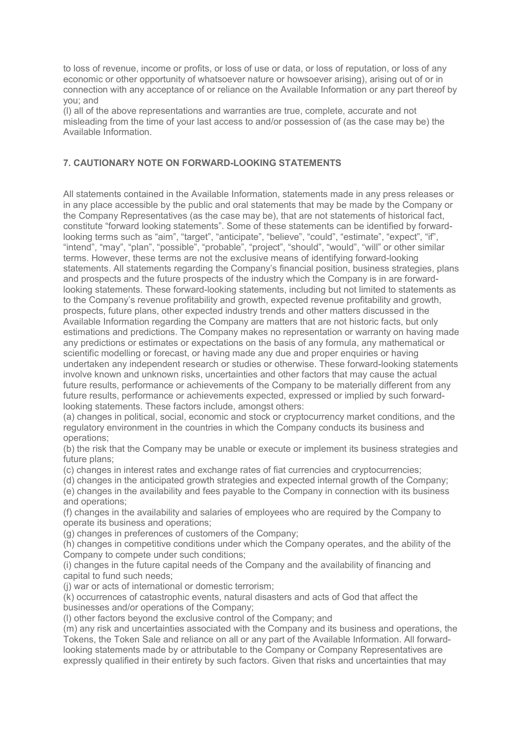to loss of revenue, income or profits, or loss of use or data, or loss of reputation, or loss of any economic or other opportunity of whatsoever nature or howsoever arising), arising out of or in connection with any acceptance of or reliance on the Available Information or any part thereof by you; and

(l) all of the above representations and warranties are true, complete, accurate and not misleading from the time of your last access to and/or possession of (as the case may be) the Available Information.

## 7. CAUTIONARY NOTE ON FORWARD-LOOKING STATEMENTS

All statements contained in the Available Information, statements made in any press releases or in any place accessible by the public and oral statements that may be made by the Company or the Company Representatives (as the case may be), that are not statements of historical fact, constitute "forward looking statements". Some of these statements can be identified by forward-looking terms such as "aim", "target", "anticipate", "believe", "could", "estimate", "expect", "if", "intend", "may", "plan", "possible", "probable", "project", "should", "would", "will" or other similar terms. However, these terms are not the exclusive means of identifying forward-looking statements. All statements regarding the Company's financial position, business strategies, plans and prospects and the future prospects of the industry which the Company is in are forward-looking statements. These forward-looking statements, including but not limited to statements as to the Company's revenue profitability and growth, expected revenue profitability and growth, prospects, future plans, other expected industry trends and other matters discussed in the Available Information regarding the Company are matters that are not historic facts, but only estimations and predictions. The Company makes no representation or warranty on having made any predictions or estimates or expectations on the basis of any formula, any mathematical or scientific modelling or forecast, or having made any due and proper enquiries or having undertaken any independent research or studies or otherwise. These forward-looking statements involve known and unknown risks, uncertainties and other factors that may cause the actual future results, performance or achievements of the Company to be materially different from any future results, performance or achievements expected, expressed or implied by such forward-looking statements. These factors include, amongst others:

(a) changes in political, social, economic and stock or cryptocurrency market conditions, and the regulatory environment in the countries in which the Company conducts its business and operations;

(b) the risk that the Company may be unable or execute or implement its business strategies and future plans;

(c) changes in interest rates and exchange rates of fiat currencies and cryptocurrencies;

(d) changes in the anticipated growth strategies and expected internal growth of the Company;

(e) changes in the availability and fees payable to the Company in connection with its business and operations;

(f) changes in the availability and salaries of employees who are required by the Company to operate its business and operations;

(g) changes in preferences of customers of the Company;

(h) changes in competitive conditions under which the Company operates, and the ability of the Company to compete under such conditions;

(i) changes in the future capital needs of the Company and the availability of financing and capital to fund such needs;

(j) war or acts of international or domestic terrorism;

(k) occurrences of catastrophic events, natural disasters and acts of God that affect the businesses and/or operations of the Company;

(l) other factors beyond the exclusive control of the Company; and

(m) any risk and uncertainties associated with the Company and its business and operations, the Tokens, the Token Sale and reliance on all or any part of the Available Information. All forward-looking statements made by or attributable to the Company or Company Representatives are expressly qualified in their entirety by such factors. Given that risks and uncertainties that may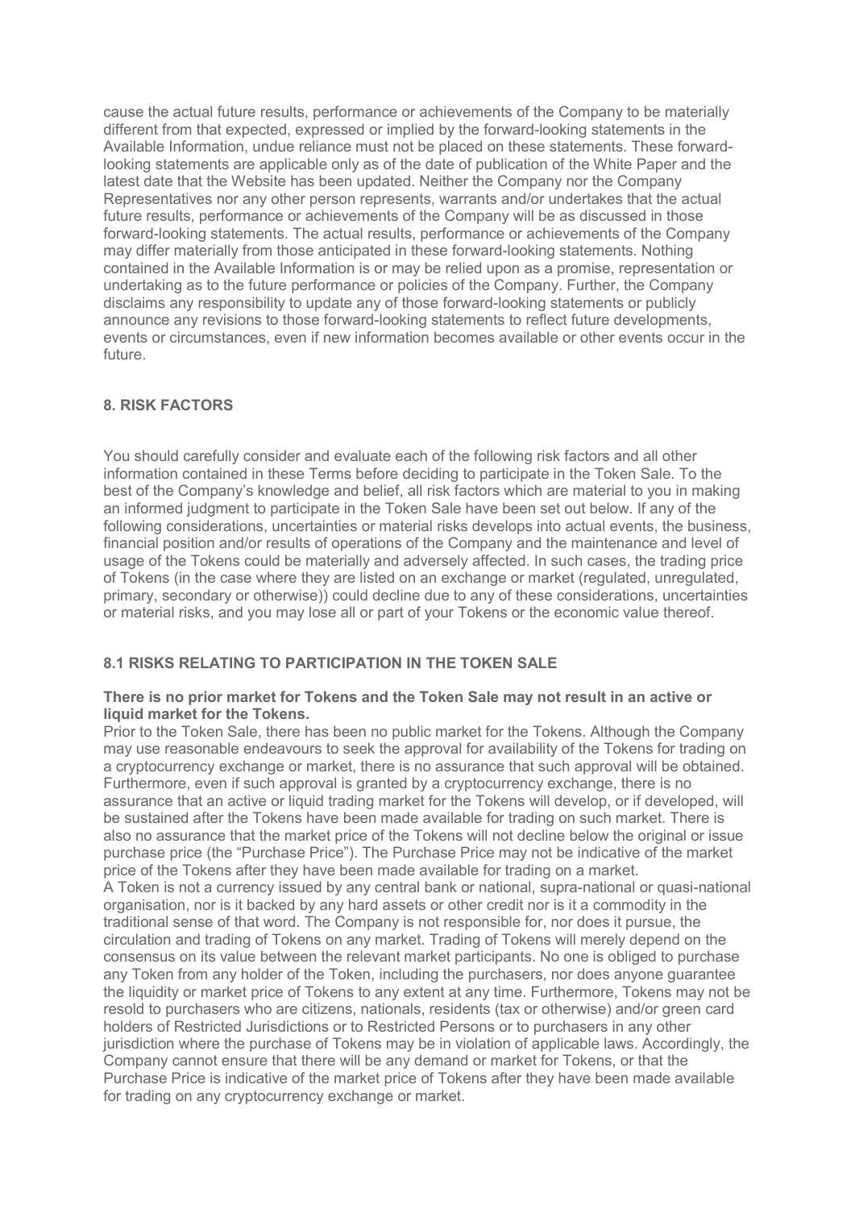cause the actual future results, performance or achievements of the Company to be materially different from that expected, expressed or implied by the forward-looking statements in the Available Information, undue reliance must not be placed on these statements. These forward-looking statements are applicable only as of the date of publication of the White Paper and the latest date that the Website has been updated. Neither the Company nor the Company Representatives nor any other person represents, warrants and/or undertakes that the actual future results, performance or achievements of the Company will be as discussed in those forward-looking statements. The actual results, performance or achievements of the Company may differ materially from those anticipated in these forward-looking statements. Nothing contained in the Available Information is or may be relied upon as a promise, representation or undertaking as to the future performance or policies of the Company. Further, the Company disclaims any responsibility to update any of those forward-looking statements or publicly announce any revisions to those forward-looking statements to reflect future developments, events or circumstances, even if new information becomes available or other events occur in the future.

## 8. RISK FACTORS

You should carefully consider and evaluate each of the following risk factors and all other information contained in these Terms before deciding to participate in the Token Sale. To the best of the Company's knowledge and belief, all risk factors which are material to you in making an informed judgment to participate in the Token Sale have been set out below. If any of the following considerations, uncertainties or material risks develops into actual events, the business, financial position and/or results of operations of the Company and the maintenance and level of usage of the Tokens could be materially and adversely affected. In such cases, the trading price of Tokens (in the case where they are listed on an exchange or market (regulated, unregulated, primary, secondary or otherwise)) could decline due to any of these considerations, uncertainties or material risks, and you may lose all or part of your Tokens or the economic value thereof.

### 8.1 RISKS RELATING TO PARTICIPATION IN THE TOKEN SALE

**There is no prior market for Tokens and the Token Sale may not result in an active or liquid market for the Tokens.**

Prior to the Token Sale, there has been no public market for the Tokens. Although the Company may use reasonable endeavours to seek the approval for availability of the Tokens for trading on a cryptocurrency exchange or market, there is no assurance that such approval will be obtained. Furthermore, even if such approval is granted by a cryptocurrency exchange, there is no assurance that an active or liquid trading market for the Tokens will develop, or if developed, will be sustained after the Tokens have been made available for trading on such market. There is also no assurance that the market price of the Tokens will not decline below the original or issue purchase price (the "Purchase Price"). The Purchase Price may not be indicative of the market price of the Tokens after they have been made available for trading on a market.

A Token is not a currency issued by any central bank or national, supra-national or quasi-national organisation, nor is it backed by any hard assets or other credit nor is it a commodity in the traditional sense of that word. The Company is not responsible for, nor does it pursue, the circulation and trading of Tokens on any market. Trading of Tokens will merely depend on the consensus on its value between the relevant market participants. No one is obliged to purchase any Token from any holder of the Token, including the purchasers, nor does anyone guarantee the liquidity or market price of Tokens to any extent at any time. Furthermore, Tokens may not be resold to purchasers who are citizens, nationals, residents (tax or otherwise) and/or green card holders of Restricted Jurisdictions or to Restricted Persons or to purchasers in any other jurisdiction where the purchase of Tokens may be in violation of applicable laws. Accordingly, the Company cannot ensure that there will be any demand or market for Tokens, or that the Purchase Price is indicative of the market price of Tokens after they have been made available for trading on any cryptocurrency exchange or market.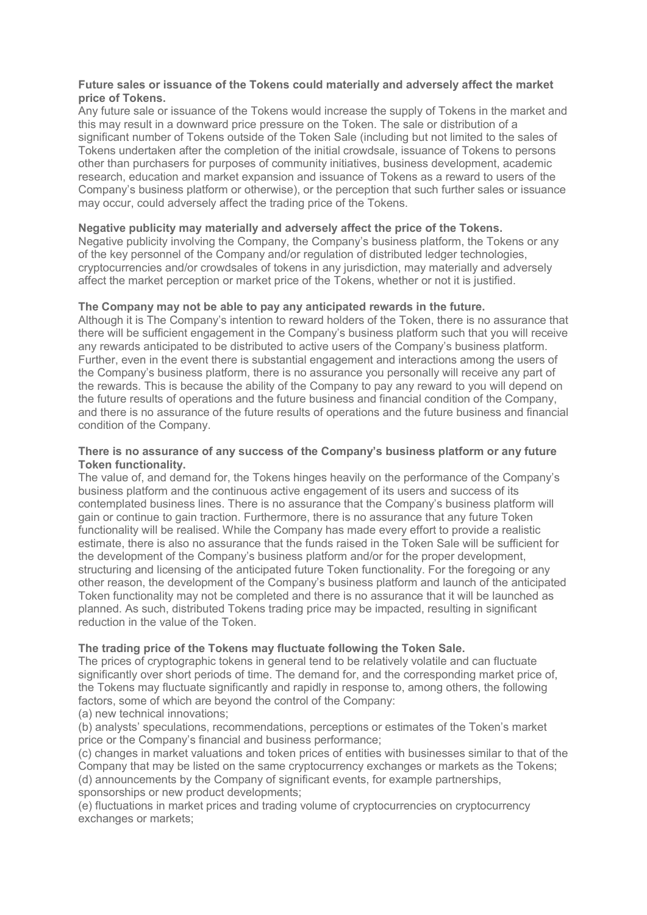**Future sales or issuance of the Tokens could materially and adversely affect the market price of Tokens.**

Any future sale or issuance of the Tokens would increase the supply of Tokens in the market and this may result in a downward price pressure on the Token. The sale or distribution of a significant number of Tokens outside of the Token Sale (including but not limited to the sales of Tokens undertaken after the completion of the initial crowdsale, issuance of Tokens to persons other than purchasers for purposes of community initiatives, business development, academic research, education and market expansion and issuance of Tokens as a reward to users of the Company's business platform or otherwise), or the perception that such further sales or issuance may occur, could adversely affect the trading price of the Tokens.

**Negative publicity may materially and adversely affect the price of the Tokens.**

Negative publicity involving the Company, the Company's business platform, the Tokens or any of the key personnel of the Company and/or regulation of distributed ledger technologies, cryptocurrencies and/or crowdsales of tokens in any jurisdiction, may materially and adversely affect the market perception or market price of the Tokens, whether or not it is justified.

**The Company may not be able to pay any anticipated rewards in the future.**

Although it is The Company's intention to reward holders of the Token, there is no assurance that there will be sufficient engagement in the Company's business platform such that you will receive any rewards anticipated to be distributed to active users of the Company's business platform. Further, even in the event there is substantial engagement and interactions among the users of the Company's business platform, there is no assurance you personally will receive any part of the rewards. This is because the ability of the Company to pay any reward to you will depend on the future results of operations and the future business and financial condition of the Company, and there is no assurance of the future results of operations and the future business and financial condition of the Company.

**There is no assurance of any success of the Company's business platform or any future Token functionality.**

The value of, and demand for, the Tokens hinges heavily on the performance of the Company's business platform and the continuous active engagement of its users and success of its contemplated business lines. There is no assurance that the Company's business platform will gain or continue to gain traction. Furthermore, there is no assurance that any future Token functionality will be realised. While the Company has made every effort to provide a realistic estimate, there is also no assurance that the funds raised in the Token Sale will be sufficient for the development of the Company's business platform and/or for the proper development, structuring and licensing of the anticipated future Token functionality. For the foregoing or any other reason, the development of the Company's business platform and launch of the anticipated Token functionality may not be completed and there is no assurance that it will be launched as planned. As such, distributed Tokens trading price may be impacted, resulting in significant reduction in the value of the Token.

**The trading price of the Tokens may fluctuate following the Token Sale.**

The prices of cryptographic tokens in general tend to be relatively volatile and can fluctuate significantly over short periods of time. The demand for, and the corresponding market price of, the Tokens may fluctuate significantly and rapidly in response to, among others, the following factors, some of which are beyond the control of the Company:

(a) new technical innovations;
(b) analysts' speculations, recommendations, perceptions or estimates of the Token's market price or the Company's financial and business performance;
(c) changes in market valuations and token prices of entities with businesses similar to that of the Company that may be listed on the same cryptocurrency exchanges or markets as the Tokens;
(d) announcements by the Company of significant events, for example partnerships, sponsorships or new product developments;
(e) fluctuations in market prices and trading volume of cryptocurrencies on cryptocurrency exchanges or markets;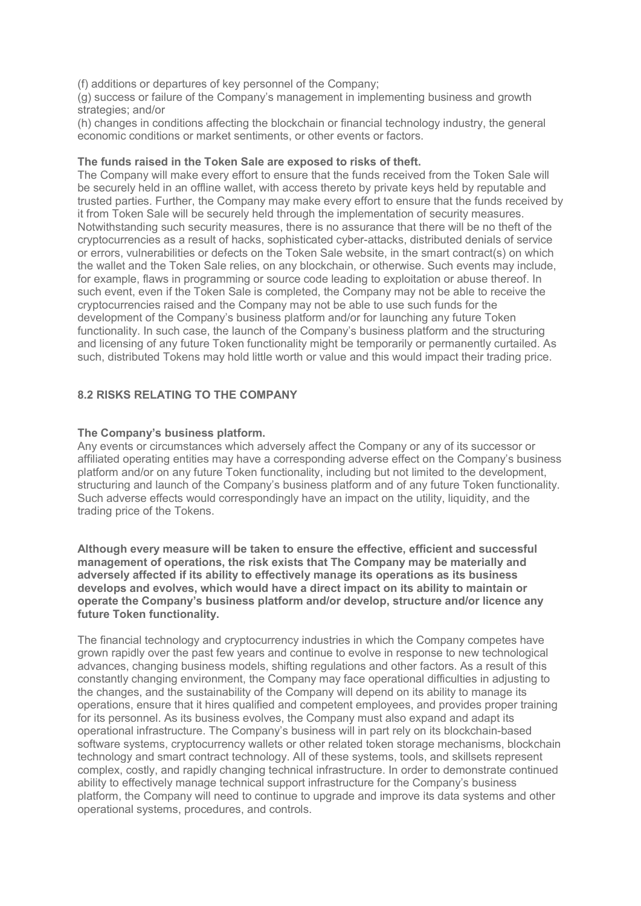(f) additions or departures of key personnel of the Company;
(g) success or failure of the Company's management in implementing business and growth strategies; and/or
(h) changes in conditions affecting the blockchain or financial technology industry, the general economic conditions or market sentiments, or other events or factors.

**The funds raised in the Token Sale are exposed to risks of theft.**
The Company will make every effort to ensure that the funds received from the Token Sale will be securely held in an offline wallet, with access thereto by private keys held by reputable and trusted parties. Further, the Company may make every effort to ensure that the funds received by it from Token Sale will be securely held through the implementation of security measures. Notwithstanding such security measures, there is no assurance that there will be no theft of the cryptocurrencies as a result of hacks, sophisticated cyber-attacks, distributed denials of service or errors, vulnerabilities or defects on the Token Sale website, in the smart contract(s) on which the wallet and the Token Sale relies, on any blockchain, or otherwise. Such events may include, for example, flaws in programming or source code leading to exploitation or abuse thereof. In such event, even if the Token Sale is completed, the Company may not be able to receive the cryptocurrencies raised and the Company may not be able to use such funds for the development of the Company's business platform and/or for launching any future Token functionality. In such case, the launch of the Company's business platform and the structuring and licensing of any future Token functionality might be temporarily or permanently curtailed. As such, distributed Tokens may hold little worth or value and this would impact their trading price.

## 8.2 RISKS RELATING TO THE COMPANY

**The Company's business platform.**
Any events or circumstances which adversely affect the Company or any of its successor or affiliated operating entities may have a corresponding adverse effect on the Company's business platform and/or on any future Token functionality, including but not limited to the development, structuring and launch of the Company's business platform and of any future Token functionality. Such adverse effects would correspondingly have an impact on the utility, liquidity, and the trading price of the Tokens.

**Although every measure will be taken to ensure the effective, efficient and successful management of operations, the risk exists that The Company may be materially and adversely affected if its ability to effectively manage its operations as its business develops and evolves, which would have a direct impact on its ability to maintain or operate the Company's business platform and/or develop, structure and/or licence any future Token functionality.**

The financial technology and cryptocurrency industries in which the Company competes have grown rapidly over the past few years and continue to evolve in response to new technological advances, changing business models, shifting regulations and other factors. As a result of this constantly changing environment, the Company may face operational difficulties in adjusting to the changes, and the sustainability of the Company will depend on its ability to manage its operations, ensure that it hires qualified and competent employees, and provides proper training for its personnel. As its business evolves, the Company must also expand and adapt its operational infrastructure. The Company's business will in part rely on its blockchain-based software systems, cryptocurrency wallets or other related token storage mechanisms, blockchain technology and smart contract technology. All of these systems, tools, and skillsets represent complex, costly, and rapidly changing technical infrastructure. In order to demonstrate continued ability to effectively manage technical support infrastructure for the Company's business platform, the Company will need to continue to upgrade and improve its data systems and other operational systems, procedures, and controls.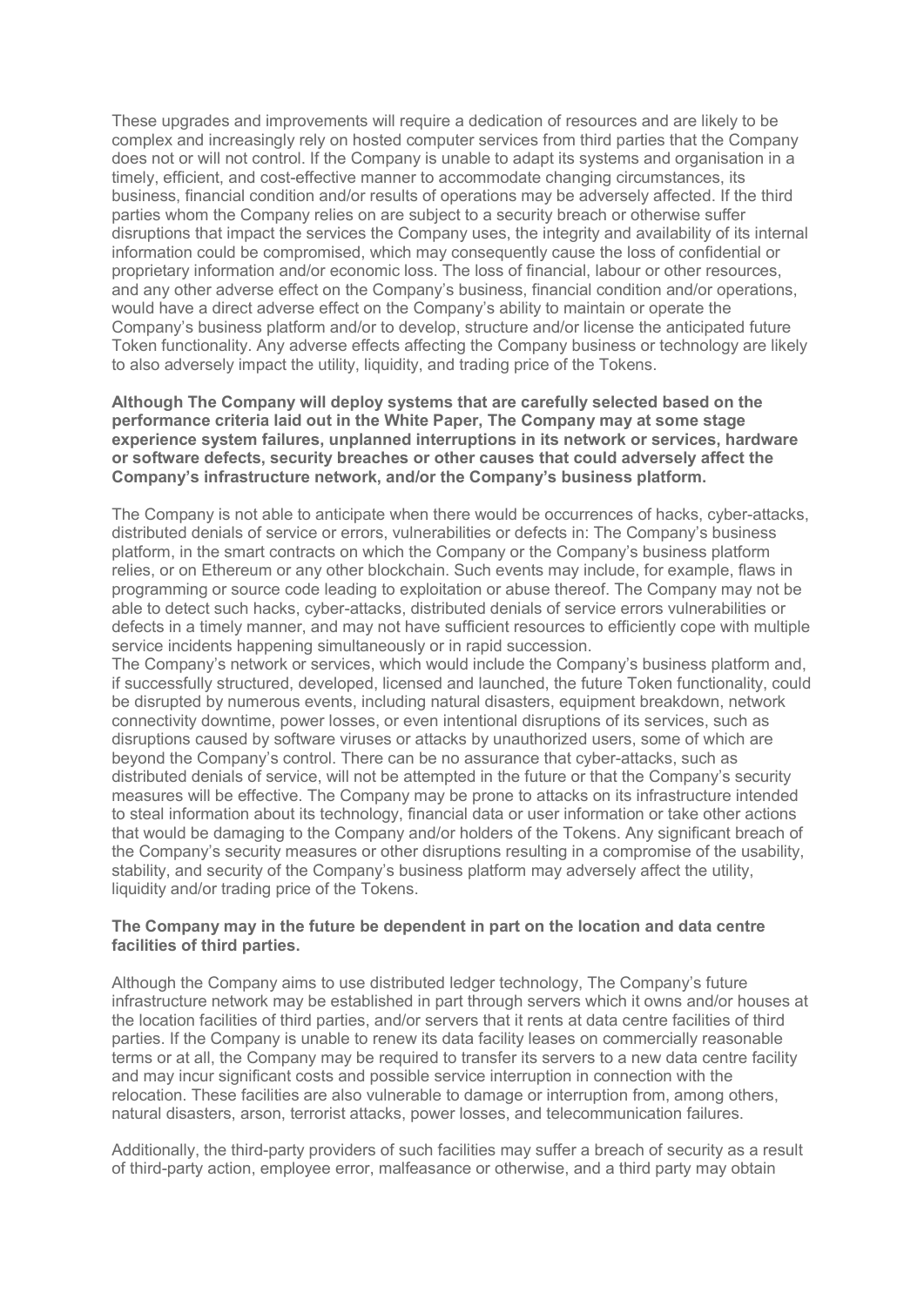These upgrades and improvements will require a dedication of resources and are likely to be complex and increasingly rely on hosted computer services from third parties that the Company does not or will not control. If the Company is unable to adapt its systems and organisation in a timely, efficient, and cost-effective manner to accommodate changing circumstances, its business, financial condition and/or results of operations may be adversely affected. If the third parties whom the Company relies on are subject to a security breach or otherwise suffer disruptions that impact the services the Company uses, the integrity and availability of its internal information could be compromised, which may consequently cause the loss of confidential or proprietary information and/or economic loss. The loss of financial, labour or other resources, and any other adverse effect on the Company's business, financial condition and/or operations, would have a direct adverse effect on the Company's ability to maintain or operate the Company's business platform and/or to develop, structure and/or license the anticipated future Token functionality. Any adverse effects affecting the Company business or technology are likely to also adversely impact the utility, liquidity, and trading price of the Tokens.

**Although The Company will deploy systems that are carefully selected based on the performance criteria laid out in the White Paper, The Company may at some stage experience system failures, unplanned interruptions in its network or services, hardware or software defects, security breaches or other causes that could adversely affect the Company's infrastructure network, and/or the Company's business platform.**

The Company is not able to anticipate when there would be occurrences of hacks, cyber-attacks, distributed denials of service or errors, vulnerabilities or defects in: The Company's business platform, in the smart contracts on which the Company or the Company's business platform relies, or on Ethereum or any other blockchain. Such events may include, for example, flaws in programming or source code leading to exploitation or abuse thereof. The Company may not be able to detect such hacks, cyber-attacks, distributed denials of service errors vulnerabilities or defects in a timely manner, and may not have sufficient resources to efficiently cope with multiple service incidents happening simultaneously or in rapid succession.
The Company's network or services, which would include the Company's business platform and, if successfully structured, developed, licensed and launched, the future Token functionality, could be disrupted by numerous events, including natural disasters, equipment breakdown, network connectivity downtime, power losses, or even intentional disruptions of its services, such as disruptions caused by software viruses or attacks by unauthorized users, some of which are beyond the Company's control. There can be no assurance that cyber-attacks, such as distributed denials of service, will not be attempted in the future or that the Company's security measures will be effective. The Company may be prone to attacks on its infrastructure intended to steal information about its technology, financial data or user information or take other actions that would be damaging to the Company and/or holders of the Tokens. Any significant breach of the Company's security measures or other disruptions resulting in a compromise of the usability, stability, and security of the Company's business platform may adversely affect the utility, liquidity and/or trading price of the Tokens.

**The Company may in the future be dependent in part on the location and data centre facilities of third parties.**

Although the Company aims to use distributed ledger technology, The Company's future infrastructure network may be established in part through servers which it owns and/or houses at the location facilities of third parties, and/or servers that it rents at data centre facilities of third parties. If the Company is unable to renew its data facility leases on commercially reasonable terms or at all, the Company may be required to transfer its servers to a new data centre facility and may incur significant costs and possible service interruption in connection with the relocation. These facilities are also vulnerable to damage or interruption from, among others, natural disasters, arson, terrorist attacks, power losses, and telecommunication failures.

Additionally, the third-party providers of such facilities may suffer a breach of security as a result of third-party action, employee error, malfeasance or otherwise, and a third party may obtain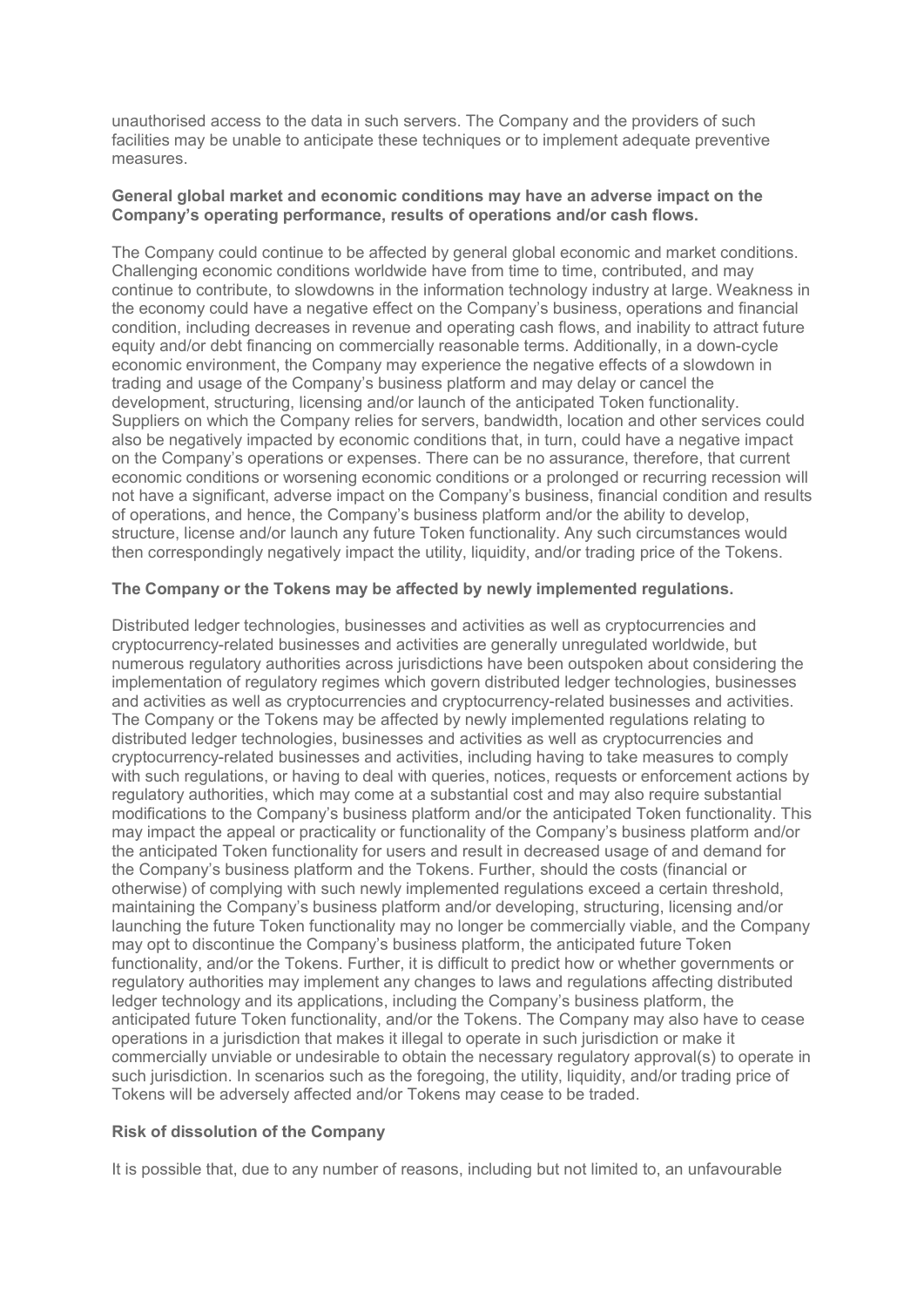unauthorised access to the data in such servers. The Company and the providers of such facilities may be unable to anticipate these techniques or to implement adequate preventive measures.

**General global market and economic conditions may have an adverse impact on the Company's operating performance, results of operations and/or cash flows.**

The Company could continue to be affected by general global economic and market conditions. Challenging economic conditions worldwide have from time to time, contributed, and may continue to contribute, to slowdowns in the information technology industry at large. Weakness in the economy could have a negative effect on the Company's business, operations and financial condition, including decreases in revenue and operating cash flows, and inability to attract future equity and/or debt financing on commercially reasonable terms. Additionally, in a down-cycle economic environment, the Company may experience the negative effects of a slowdown in trading and usage of the Company's business platform and may delay or cancel the development, structuring, licensing and/or launch of the anticipated Token functionality. Suppliers on which the Company relies for servers, bandwidth, location and other services could also be negatively impacted by economic conditions that, in turn, could have a negative impact on the Company's operations or expenses. There can be no assurance, therefore, that current economic conditions or worsening economic conditions or a prolonged or recurring recession will not have a significant, adverse impact on the Company's business, financial condition and results of operations, and hence, the Company's business platform and/or the ability to develop, structure, license and/or launch any future Token functionality. Any such circumstances would then correspondingly negatively impact the utility, liquidity, and/or trading price of the Tokens.

**The Company or the Tokens may be affected by newly implemented regulations.**

Distributed ledger technologies, businesses and activities as well as cryptocurrencies and cryptocurrency-related businesses and activities are generally unregulated worldwide, but numerous regulatory authorities across jurisdictions have been outspoken about considering the implementation of regulatory regimes which govern distributed ledger technologies, businesses and activities as well as cryptocurrencies and cryptocurrency-related businesses and activities. The Company or the Tokens may be affected by newly implemented regulations relating to distributed ledger technologies, businesses and activities as well as cryptocurrencies and cryptocurrency-related businesses and activities, including having to take measures to comply with such regulations, or having to deal with queries, notices, requests or enforcement actions by regulatory authorities, which may come at a substantial cost and may also require substantial modifications to the Company's business platform and/or the anticipated Token functionality. This may impact the appeal or practicality or functionality of the Company's business platform and/or the anticipated Token functionality for users and result in decreased usage of and demand for the Company's business platform and the Tokens. Further, should the costs (financial or otherwise) of complying with such newly implemented regulations exceed a certain threshold, maintaining the Company's business platform and/or developing, structuring, licensing and/or launching the future Token functionality may no longer be commercially viable, and the Company may opt to discontinue the Company's business platform, the anticipated future Token functionality, and/or the Tokens. Further, it is difficult to predict how or whether governments or regulatory authorities may implement any changes to laws and regulations affecting distributed ledger technology and its applications, including the Company's business platform, the anticipated future Token functionality, and/or the Tokens. The Company may also have to cease operations in a jurisdiction that makes it illegal to operate in such jurisdiction or make it commercially unviable or undesirable to obtain the necessary regulatory approval(s) to operate in such jurisdiction. In scenarios such as the foregoing, the utility, liquidity, and/or trading price of Tokens will be adversely affected and/or Tokens may cease to be traded.

**Risk of dissolution of the Company**

It is possible that, due to any number of reasons, including but not limited to, an unfavourable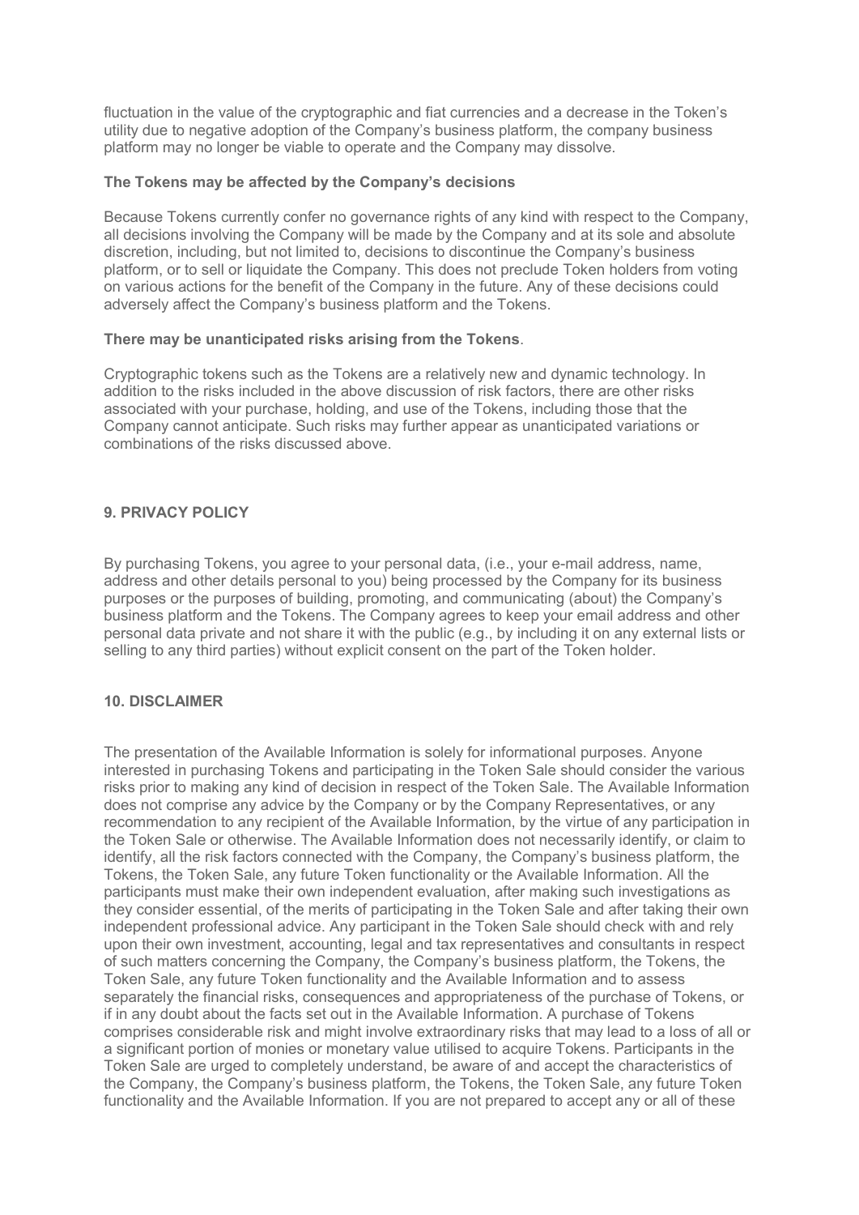fluctuation in the value of the cryptographic and fiat currencies and a decrease in the Token's utility due to negative adoption of the Company's business platform, the company business platform may no longer be viable to operate and the Company may dissolve.

**The Tokens may be affected by the Company's decisions**

Because Tokens currently confer no governance rights of any kind with respect to the Company, all decisions involving the Company will be made by the Company and at its sole and absolute discretion, including, but not limited to, decisions to discontinue the Company's business platform, or to sell or liquidate the Company. This does not preclude Token holders from voting on various actions for the benefit of the Company in the future. Any of these decisions could adversely affect the Company's business platform and the Tokens.

**There may be unanticipated risks arising from the Tokens**.

Cryptographic tokens such as the Tokens are a relatively new and dynamic technology. In addition to the risks included in the above discussion of risk factors, there are other risks associated with your purchase, holding, and use of the Tokens, including those that the Company cannot anticipate. Such risks may further appear as unanticipated variations or combinations of the risks discussed above.

## 9. PRIVACY POLICY

By purchasing Tokens, you agree to your personal data, (i.e., your e-mail address, name, address and other details personal to you) being processed by the Company for its business purposes or the purposes of building, promoting, and communicating (about) the Company's business platform and the Tokens. The Company agrees to keep your email address and other personal data private and not share it with the public (e.g., by including it on any external lists or selling to any third parties) without explicit consent on the part of the Token holder.

## 10. DISCLAIMER

The presentation of the Available Information is solely for informational purposes. Anyone interested in purchasing Tokens and participating in the Token Sale should consider the various risks prior to making any kind of decision in respect of the Token Sale. The Available Information does not comprise any advice by the Company or by the Company Representatives, or any recommendation to any recipient of the Available Information, by the virtue of any participation in the Token Sale or otherwise. The Available Information does not necessarily identify, or claim to identify, all the risk factors connected with the Company, the Company's business platform, the Tokens, the Token Sale, any future Token functionality or the Available Information. All the participants must make their own independent evaluation, after making such investigations as they consider essential, of the merits of participating in the Token Sale and after taking their own independent professional advice. Any participant in the Token Sale should check with and rely upon their own investment, accounting, legal and tax representatives and consultants in respect of such matters concerning the Company, the Company's business platform, the Tokens, the Token Sale, any future Token functionality and the Available Information and to assess separately the financial risks, consequences and appropriateness of the purchase of Tokens, or if in any doubt about the facts set out in the Available Information. A purchase of Tokens comprises considerable risk and might involve extraordinary risks that may lead to a loss of all or a significant portion of monies or monetary value utilised to acquire Tokens. Participants in the Token Sale are urged to completely understand, be aware of and accept the characteristics of the Company, the Company's business platform, the Tokens, the Token Sale, any future Token functionality and the Available Information. If you are not prepared to accept any or all of these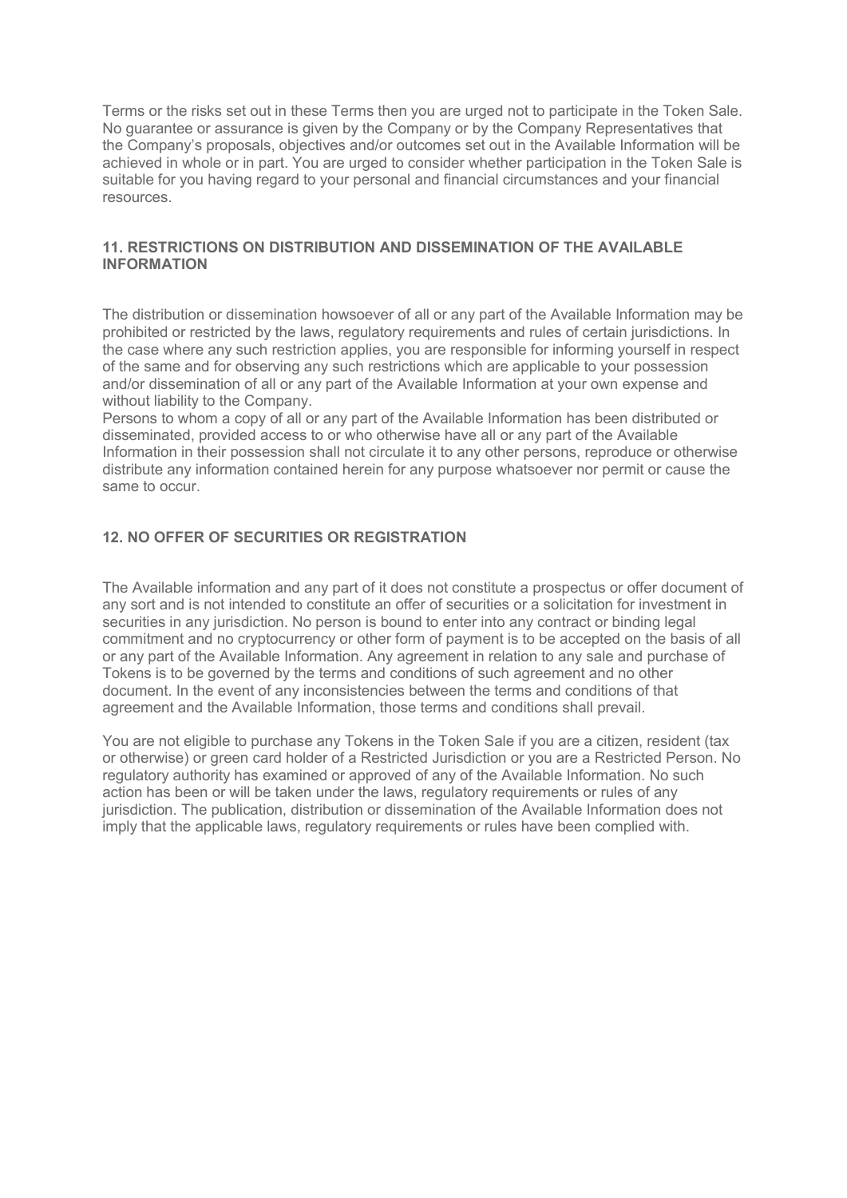Terms or the risks set out in these Terms then you are urged not to participate in the Token Sale. No guarantee or assurance is given by the Company or by the Company Representatives that the Company's proposals, objectives and/or outcomes set out in the Available Information will be achieved in whole or in part. You are urged to consider whether participation in the Token Sale is suitable for you having regard to your personal and financial circumstances and your financial resources.

## 11. RESTRICTIONS ON DISTRIBUTION AND DISSEMINATION OF THE AVAILABLE INFORMATION

The distribution or dissemination howsoever of all or any part of the Available Information may be prohibited or restricted by the laws, regulatory requirements and rules of certain jurisdictions. In the case where any such restriction applies, you are responsible for informing yourself in respect of the same and for observing any such restrictions which are applicable to your possession and/or dissemination of all or any part of the Available Information at your own expense and without liability to the Company.
Persons to whom a copy of all or any part of the Available Information has been distributed or disseminated, provided access to or who otherwise have all or any part of the Available Information in their possession shall not circulate it to any other persons, reproduce or otherwise distribute any information contained herein for any purpose whatsoever nor permit or cause the same to occur.

## 12. NO OFFER OF SECURITIES OR REGISTRATION

The Available information and any part of it does not constitute a prospectus or offer document of any sort and is not intended to constitute an offer of securities or a solicitation for investment in securities in any jurisdiction. No person is bound to enter into any contract or binding legal commitment and no cryptocurrency or other form of payment is to be accepted on the basis of all or any part of the Available Information. Any agreement in relation to any sale and purchase of Tokens is to be governed by the terms and conditions of such agreement and no other document. In the event of any inconsistencies between the terms and conditions of that agreement and the Available Information, those terms and conditions shall prevail.

You are not eligible to purchase any Tokens in the Token Sale if you are a citizen, resident (tax or otherwise) or green card holder of a Restricted Jurisdiction or you are a Restricted Person. No regulatory authority has examined or approved of any of the Available Information. No such action has been or will be taken under the laws, regulatory requirements or rules of any jurisdiction. The publication, distribution or dissemination of the Available Information does not imply that the applicable laws, regulatory requirements or rules have been complied with.